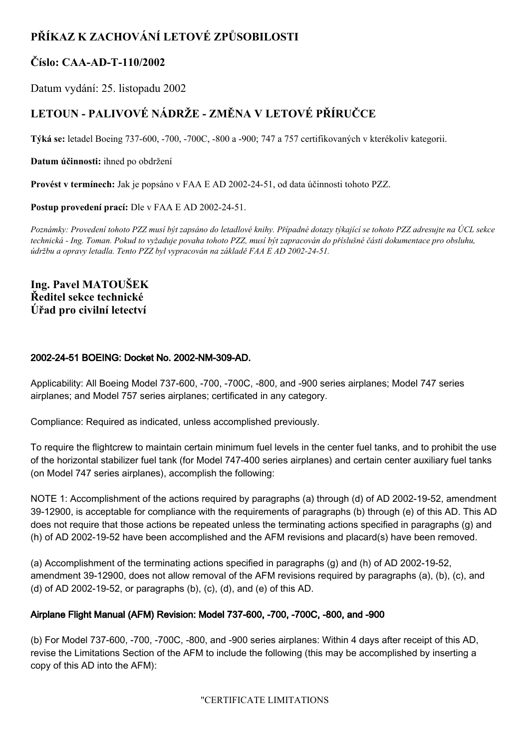# PŘÍKAZ K ZACHOVÁNÍ LETOVÉ ZPŮSOBILOSTI

## Číslo: CAA-AD-T-110/2002

Datum vydání: 25. listopadu 2002

## LETOUN - PALIVOVÉ NÁDRŽE - ZMĚNA V LETOVÉ PŘÍRUČCE

**Týká se:** letadel Boeing 737-600, -700, -700C, -800 a -900; 747 a 757 certifikovaných v kterékoliv kategorii.

**Datum účinnosti:** ihned po obdržení

**Provést v termínech:** Jak je popsáno v FAA E AD 2002-24-51, od data účinnosti tohoto PZZ.

**Postup provedení prací:** Dle v FAA E AD 2002-24-51.

*Poznámky: Provedení tohoto PZZ musí být zapsáno do letadlové knihy. Případné dotazy týkající se tohoto PZZ adresujte na ÚCL sekce technická - Ing. Toman. Pokud to vyžaduje povaha tohoto PZZ, musí být zapracován do příslušné části dokumentace pro obsluhu, údržbu a opravy letadla. Tento PZZ byl vypracován na základě FAA E AD 2002-24-51.*

**Ing. Pavel MATOUŠEK**
**Ředitel sekce technické**
**Úřad pro civilní letectví**

### 2002-24-51 BOEING: Docket No. 2002-NM-309-AD.

Applicability: All Boeing Model 737-600, -700, -700C, -800, and -900 series airplanes; Model 747 series airplanes; and Model 757 series airplanes; certificated in any category.

Compliance: Required as indicated, unless accomplished previously.

To require the flightcrew to maintain certain minimum fuel levels in the center fuel tanks, and to prohibit the use of the horizontal stabilizer fuel tank (for Model 747-400 series airplanes) and certain center auxiliary fuel tanks (on Model 747 series airplanes), accomplish the following:

NOTE 1: Accomplishment of the actions required by paragraphs (a) through (d) of AD 2002-19-52, amendment 39-12900, is acceptable for compliance with the requirements of paragraphs (b) through (e) of this AD. This AD does not require that those actions be repeated unless the terminating actions specified in paragraphs (g) and (h) of AD 2002-19-52 have been accomplished and the AFM revisions and placard(s) have been removed.

(a) Accomplishment of the terminating actions specified in paragraphs (g) and (h) of AD 2002-19-52, amendment 39-12900, does not allow removal of the AFM revisions required by paragraphs (a), (b), (c), and (d) of AD 2002-19-52, or paragraphs (b), (c), (d), and (e) of this AD.

### Airplane Flight Manual (AFM) Revision: Model 737-600, -700, -700C, -800, and -900

(b) For Model 737-600, -700, -700C, -800, and -900 series airplanes: Within 4 days after receipt of this AD, revise the Limitations Section of the AFM to include the following (this may be accomplished by inserting a copy of this AD into the AFM):

"CERTIFICATE LIMITATIONS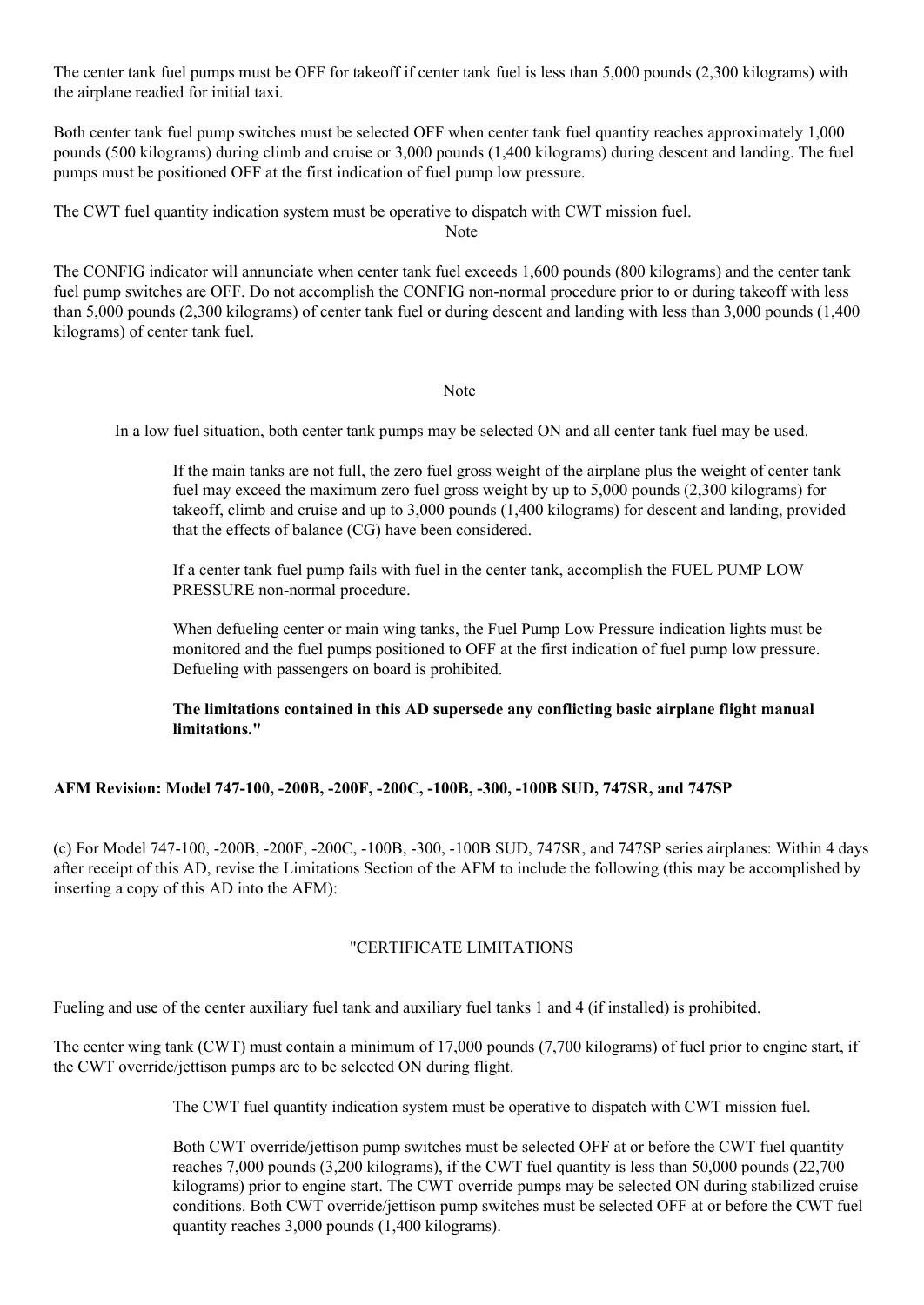The center tank fuel pumps must be OFF for takeoff if center tank fuel is less than 5,000 pounds (2,300 kilograms) with the airplane readied for initial taxi.

Both center tank fuel pump switches must be selected OFF when center tank fuel quantity reaches approximately 1,000 pounds (500 kilograms) during climb and cruise or 3,000 pounds (1,400 kilograms) during descent and landing. The fuel pumps must be positioned OFF at the first indication of fuel pump low pressure.

The CWT fuel quantity indication system must be operative to dispatch with CWT mission fuel.

Note

The CONFIG indicator will annunciate when center tank fuel exceeds 1,600 pounds (800 kilograms) and the center tank fuel pump switches are OFF. Do not accomplish the CONFIG non-normal procedure prior to or during takeoff with less than 5,000 pounds (2,300 kilograms) of center tank fuel or during descent and landing with less than 3,000 pounds (1,400 kilograms) of center tank fuel.

Note

In a low fuel situation, both center tank pumps may be selected ON and all center tank fuel may be used.

If the main tanks are not full, the zero fuel gross weight of the airplane plus the weight of center tank fuel may exceed the maximum zero fuel gross weight by up to 5,000 pounds (2,300 kilograms) for takeoff, climb and cruise and up to 3,000 pounds (1,400 kilograms) for descent and landing, provided that the effects of balance (CG) have been considered.

If a center tank fuel pump fails with fuel in the center tank, accomplish the FUEL PUMP LOW PRESSURE non-normal procedure.

When defueling center or main wing tanks, the Fuel Pump Low Pressure indication lights must be monitored and the fuel pumps positioned to OFF at the first indication of fuel pump low pressure. Defueling with passengers on board is prohibited.

**The limitations contained in this AD supersede any conflicting basic airplane flight manual limitations."**

**AFM Revision: Model 747-100, -200B, -200F, -200C, -100B, -300, -100B SUD, 747SR, and 747SP**

(c) For Model 747-100, -200B, -200F, -200C, -100B, -300, -100B SUD, 747SR, and 747SP series airplanes: Within 4 days after receipt of this AD, revise the Limitations Section of the AFM to include the following (this may be accomplished by inserting a copy of this AD into the AFM):

"CERTIFICATE LIMITATIONS

Fueling and use of the center auxiliary fuel tank and auxiliary fuel tanks 1 and 4 (if installed) is prohibited.

The center wing tank (CWT) must contain a minimum of 17,000 pounds (7,700 kilograms) of fuel prior to engine start, if the CWT override/jettison pumps are to be selected ON during flight.

The CWT fuel quantity indication system must be operative to dispatch with CWT mission fuel.

Both CWT override/jettison pump switches must be selected OFF at or before the CWT fuel quantity reaches 7,000 pounds (3,200 kilograms), if the CWT fuel quantity is less than 50,000 pounds (22,700 kilograms) prior to engine start. The CWT override pumps may be selected ON during stabilized cruise conditions. Both CWT override/jettison pump switches must be selected OFF at or before the CWT fuel quantity reaches 3,000 pounds (1,400 kilograms).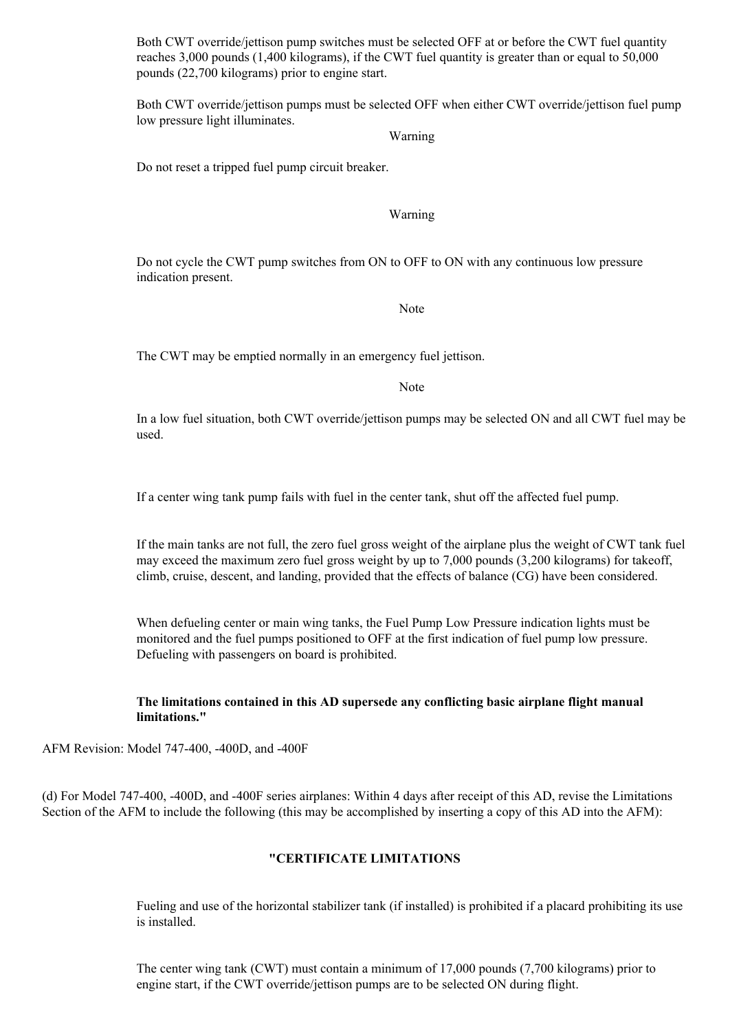Both CWT override/jettison pump switches must be selected OFF at or before the CWT fuel quantity reaches 3,000 pounds (1,400 kilograms), if the CWT fuel quantity is greater than or equal to 50,000 pounds (22,700 kilograms) prior to engine start.

Both CWT override/jettison pumps must be selected OFF when either CWT override/jettison fuel pump low pressure light illuminates.

Warning

Do not reset a tripped fuel pump circuit breaker.

Warning

Do not cycle the CWT pump switches from ON to OFF to ON with any continuous low pressure indication present.

Note

The CWT may be emptied normally in an emergency fuel jettison.

Note

In a low fuel situation, both CWT override/jettison pumps may be selected ON and all CWT fuel may be used.

If a center wing tank pump fails with fuel in the center tank, shut off the affected fuel pump.

If the main tanks are not full, the zero fuel gross weight of the airplane plus the weight of CWT tank fuel may exceed the maximum zero fuel gross weight by up to 7,000 pounds (3,200 kilograms) for takeoff, climb, cruise, descent, and landing, provided that the effects of balance (CG) have been considered.

When defueling center or main wing tanks, the Fuel Pump Low Pressure indication lights must be monitored and the fuel pumps positioned to OFF at the first indication of fuel pump low pressure. Defueling with passengers on board is prohibited.

**The limitations contained in this AD supersede any conflicting basic airplane flight manual limitations."**

AFM Revision: Model 747-400, -400D, and -400F

(d) For Model 747-400, -400D, and -400F series airplanes: Within 4 days after receipt of this AD, revise the Limitations Section of the AFM to include the following (this may be accomplished by inserting a copy of this AD into the AFM):

**"CERTIFICATE LIMITATIONS**

Fueling and use of the horizontal stabilizer tank (if installed) is prohibited if a placard prohibiting its use is installed.

The center wing tank (CWT) must contain a minimum of 17,000 pounds (7,700 kilograms) prior to engine start, if the CWT override/jettison pumps are to be selected ON during flight.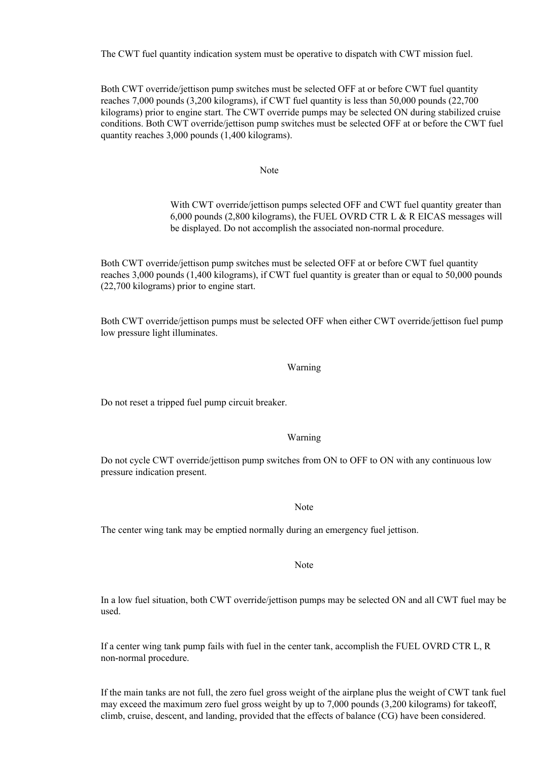The CWT fuel quantity indication system must be operative to dispatch with CWT mission fuel.

Both CWT override/jettison pump switches must be selected OFF at or before CWT fuel quantity reaches 7,000 pounds (3,200 kilograms), if CWT fuel quantity is less than 50,000 pounds (22,700 kilograms) prior to engine start. The CWT override pumps may be selected ON during stabilized cruise conditions. Both CWT override/jettison pump switches must be selected OFF at or before the CWT fuel quantity reaches 3,000 pounds (1,400 kilograms).

**Note**

> With CWT override/jettison pumps selected OFF and CWT fuel quantity greater than 6,000 pounds (2,800 kilograms), the FUEL OVRD CTR L & R EICAS messages will be displayed. Do not accomplish the associated non-normal procedure.

Both CWT override/jettison pump switches must be selected OFF at or before CWT fuel quantity reaches 3,000 pounds (1,400 kilograms), if CWT fuel quantity is greater than or equal to 50,000 pounds (22,700 kilograms) prior to engine start.

Both CWT override/jettison pumps must be selected OFF when either CWT override/jettison fuel pump low pressure light illuminates.

**Warning**

Do not reset a tripped fuel pump circuit breaker.

**Warning**

Do not cycle CWT override/jettison pump switches from ON to OFF to ON with any continuous low pressure indication present.

**Note**

The center wing tank may be emptied normally during an emergency fuel jettison.

**Note**

In a low fuel situation, both CWT override/jettison pumps may be selected ON and all CWT fuel may be used.

If a center wing tank pump fails with fuel in the center tank, accomplish the FUEL OVRD CTR L, R non-normal procedure.

If the main tanks are not full, the zero fuel gross weight of the airplane plus the weight of CWT tank fuel may exceed the maximum zero fuel gross weight by up to 7,000 pounds (3,200 kilograms) for takeoff, climb, cruise, descent, and landing, provided that the effects of balance (CG) have been considered.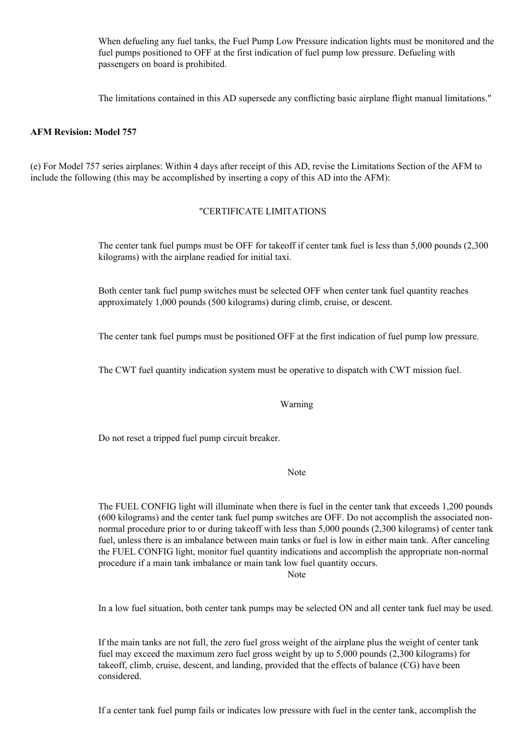When defueling any fuel tanks, the Fuel Pump Low Pressure indication lights must be monitored and the fuel pumps positioned to OFF at the first indication of fuel pump low pressure. Defueling with passengers on board is prohibited.

The limitations contained in this AD supersede any conflicting basic airplane flight manual limitations."

**AFM Revision: Model 757**

(e) For Model 757 series airplanes: Within 4 days after receipt of this AD, revise the Limitations Section of the AFM to include the following (this may be accomplished by inserting a copy of this AD into the AFM):

"CERTIFICATE LIMITATIONS

The center tank fuel pumps must be OFF for takeoff if center tank fuel is less than 5,000 pounds (2,300 kilograms) with the airplane readied for initial taxi.

Both center tank fuel pump switches must be selected OFF when center tank fuel quantity reaches approximately 1,000 pounds (500 kilograms) during climb, cruise, or descent.

The center tank fuel pumps must be positioned OFF at the first indication of fuel pump low pressure.

The CWT fuel quantity indication system must be operative to dispatch with CWT mission fuel.

Warning

Do not reset a tripped fuel pump circuit breaker.

Note

The FUEL CONFIG light will illuminate when there is fuel in the center tank that exceeds 1,200 pounds (600 kilograms) and the center tank fuel pump switches are OFF. Do not accomplish the associated non-normal procedure prior to or during takeoff with less than 5,000 pounds (2,300 kilograms) of center tank fuel, unless there is an imbalance between main tanks or fuel is low in either main tank. After canceling the FUEL CONFIG light, monitor fuel quantity indications and accomplish the appropriate non-normal procedure if a main tank imbalance or main tank low fuel quantity occurs.

Note

In a low fuel situation, both center tank pumps may be selected ON and all center tank fuel may be used.

If the main tanks are not full, the zero fuel gross weight of the airplane plus the weight of center tank fuel may exceed the maximum zero fuel gross weight by up to 5,000 pounds (2,300 kilograms) for takeoff, climb, cruise, descent, and landing, provided that the effects of balance (CG) have been considered.

If a center tank fuel pump fails or indicates low pressure with fuel in the center tank, accomplish the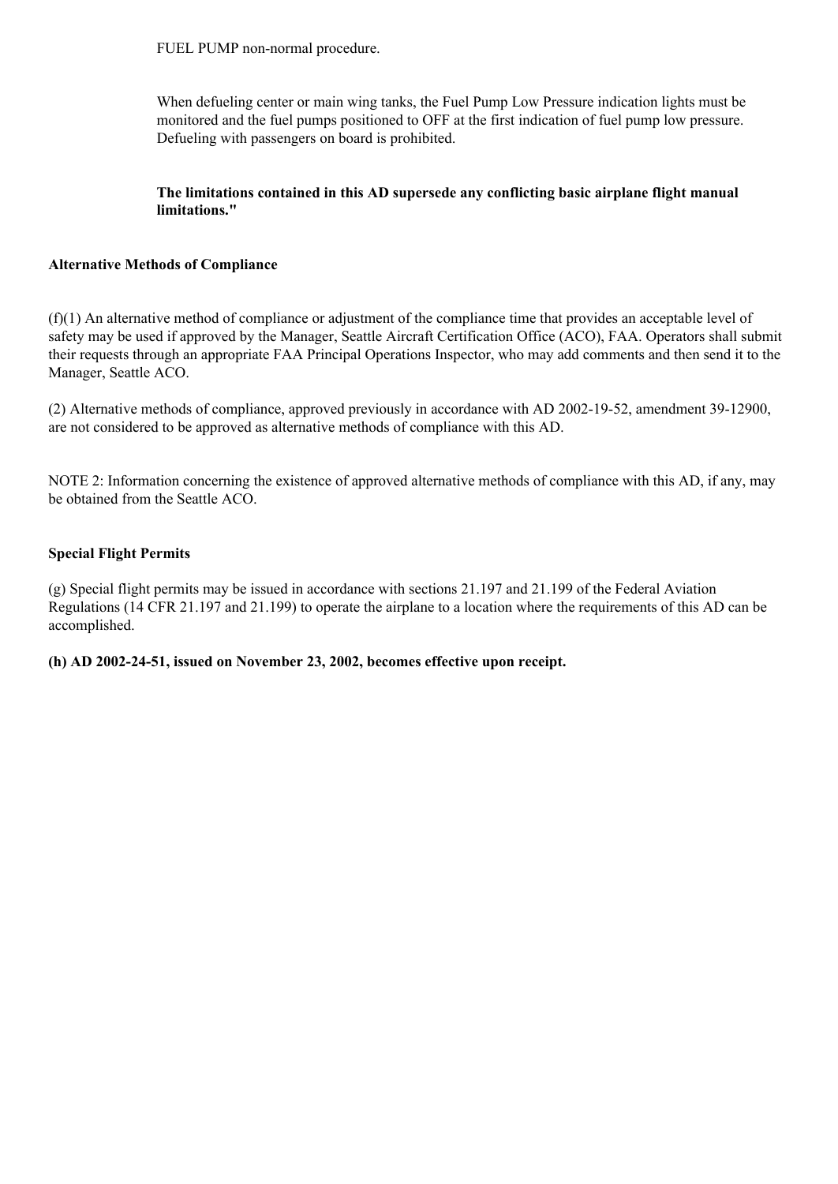FUEL PUMP non-normal procedure.

When defueling center or main wing tanks, the Fuel Pump Low Pressure indication lights must be monitored and the fuel pumps positioned to OFF at the first indication of fuel pump low pressure. Defueling with passengers on board is prohibited.

**The limitations contained in this AD supersede any conflicting basic airplane flight manual limitations."**

**Alternative Methods of Compliance**

(f)(1) An alternative method of compliance or adjustment of the compliance time that provides an acceptable level of safety may be used if approved by the Manager, Seattle Aircraft Certification Office (ACO), FAA. Operators shall submit their requests through an appropriate FAA Principal Operations Inspector, who may add comments and then send it to the Manager, Seattle ACO.

(2) Alternative methods of compliance, approved previously in accordance with AD 2002-19-52, amendment 39-12900, are not considered to be approved as alternative methods of compliance with this AD.

NOTE 2: Information concerning the existence of approved alternative methods of compliance with this AD, if any, may be obtained from the Seattle ACO.

**Special Flight Permits**

(g) Special flight permits may be issued in accordance with sections 21.197 and 21.199 of the Federal Aviation Regulations (14 CFR 21.197 and 21.199) to operate the airplane to a location where the requirements of this AD can be accomplished.

**(h) AD 2002-24-51, issued on November 23, 2002, becomes effective upon receipt.**